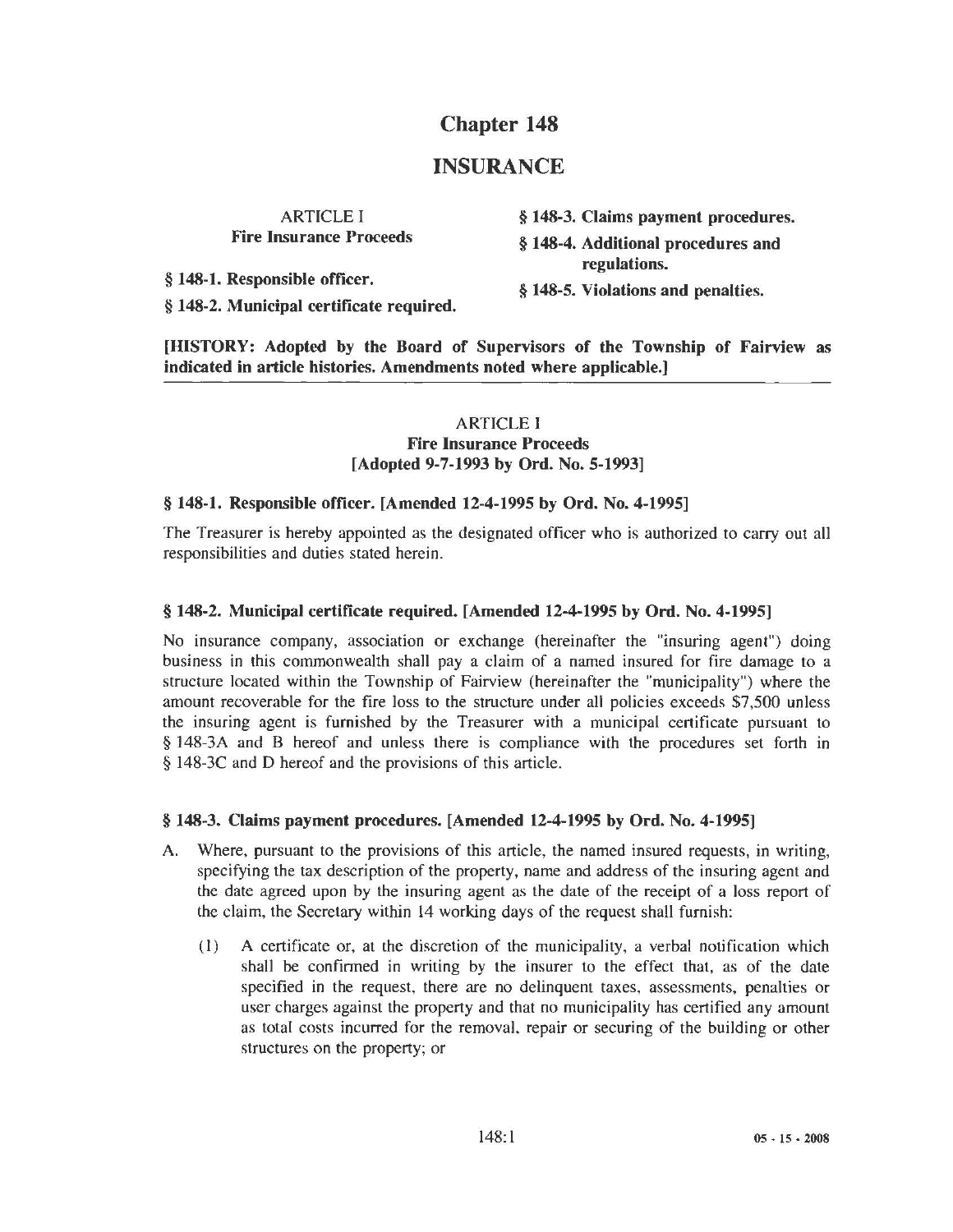# Chapter 148

# INSURANCE

ARTICLE I
**Fire Insurance Proceeds**

**§ 148-1. Responsible officer.**

**§ 148-2. Municipal certificate required.**

**§ 148-3. Claims payment procedures.**

**§ 148-4. Additional procedures and regulations.**

**§ 148-5. Violations and penalties.**

**[HISTORY: Adopted by the Board of Supervisors of the Township of Fairview as indicated in article histories. Amendments noted where applicable.]**

---

## ARTICLE I
## Fire Insurance Proceeds
### [Adopted 9-7-1993 by Ord. No. 5-1993]

### § 148-1. Responsible officer. [Amended 12-4-1995 by Ord. No. 4-1995]

The Treasurer is hereby appointed as the designated officer who is authorized to carry out all responsibilities and duties stated herein.

### § 148-2. Municipal certificate required. [Amended 12-4-1995 by Ord. No. 4-1995]

No insurance company, association or exchange (hereinafter the "insuring agent") doing business in this commonwealth shall pay a claim of a named insured for fire damage to a structure located within the Township of Fairview (hereinafter the "municipality") where the amount recoverable for the fire loss to the structure under all policies exceeds $7,500 unless the insuring agent is furnished by the Treasurer with a municipal certificate pursuant to § 148-3A and B hereof and unless there is compliance with the procedures set forth in § 148-3C and D hereof and the provisions of this article.

### § 148-3. Claims payment procedures. [Amended 12-4-1995 by Ord. No. 4-1995]

A. Where, pursuant to the provisions of this article, the named insured requests, in writing, specifying the tax description of the property, name and address of the insuring agent and the date agreed upon by the insuring agent as the date of the receipt of a loss report of the claim, the Secretary within 14 working days of the request shall furnish:

   (1) A certificate or, at the discretion of the municipality, a verbal notification which shall be confirmed in writing by the insurer to the effect that, as of the date specified in the request, there are no delinquent taxes, assessments, penalties or user charges against the property and that no municipality has certified any amount as total costs incurred for the removal, repair or securing of the building or other structures on the property; or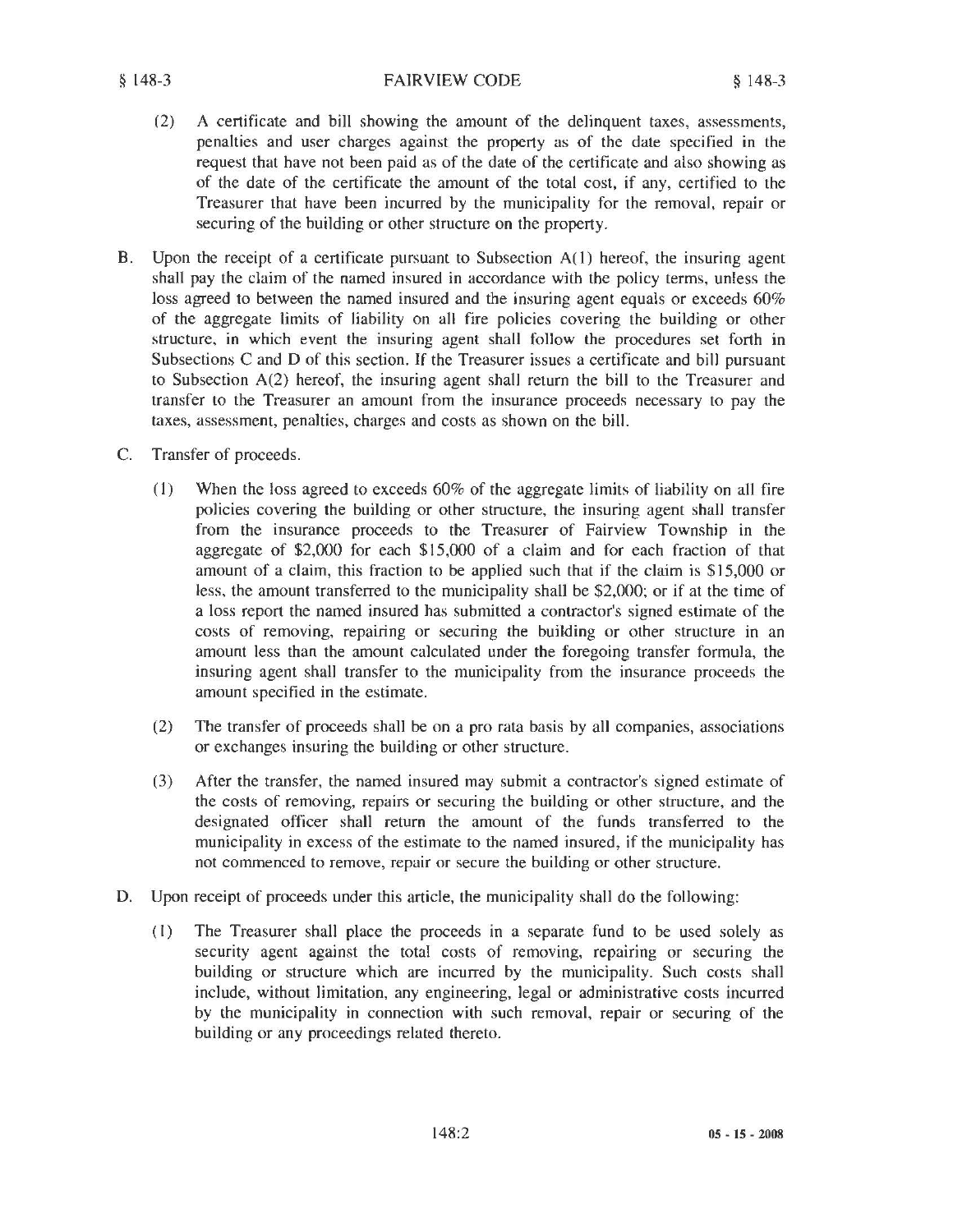(2) A certificate and bill showing the amount of the delinquent taxes, assessments, penalties and user charges against the property as of the date specified in the request that have not been paid as of the date of the certificate and also showing as of the date of the certificate the amount of the total cost, if any, certified to the Treasurer that have been incurred by the municipality for the removal, repair or securing of the building or other structure on the property.

B. Upon the receipt of a certificate pursuant to Subsection A(1) hereof, the insuring agent shall pay the claim of the named insured in accordance with the policy terms, unless the loss agreed to between the named insured and the insuring agent equals or exceeds 60% of the aggregate limits of liability on all fire policies covering the building or other structure, in which event the insuring agent shall follow the procedures set forth in Subsections C and D of this section. If the Treasurer issues a certificate and bill pursuant to Subsection A(2) hereof, the insuring agent shall return the bill to the Treasurer and transfer to the Treasurer an amount from the insurance proceeds necessary to pay the taxes, assessment, penalties, charges and costs as shown on the bill.

C. Transfer of proceeds.

(1) When the loss agreed to exceeds 60% of the aggregate limits of liability on all fire policies covering the building or other structure, the insuring agent shall transfer from the insurance proceeds to the Treasurer of Fairview Township in the aggregate of $2,000 for each $15,000 of a claim and for each fraction of that amount of a claim, this fraction to be applied such that if the claim is $15,000 or less, the amount transferred to the municipality shall be $2,000; or if at the time of a loss report the named insured has submitted a contractor's signed estimate of the costs of removing, repairing or securing the building or other structure in an amount less than the amount calculated under the foregoing transfer formula, the insuring agent shall transfer to the municipality from the insurance proceeds the amount specified in the estimate.

(2) The transfer of proceeds shall be on a pro rata basis by all companies, associations or exchanges insuring the building or other structure.

(3) After the transfer, the named insured may submit a contractor's signed estimate of the costs of removing, repairs or securing the building or other structure, and the designated officer shall return the amount of the funds transferred to the municipality in excess of the estimate to the named insured, if the municipality has not commenced to remove, repair or secure the building or other structure.

D. Upon receipt of proceeds under this article, the municipality shall do the following:

(1) The Treasurer shall place the proceeds in a separate fund to be used solely as security agent against the total costs of removing, repairing or securing the building or structure which are incurred by the municipality. Such costs shall include, without limitation, any engineering, legal or administrative costs incurred by the municipality in connection with such removal, repair or securing of the building or any proceedings related thereto.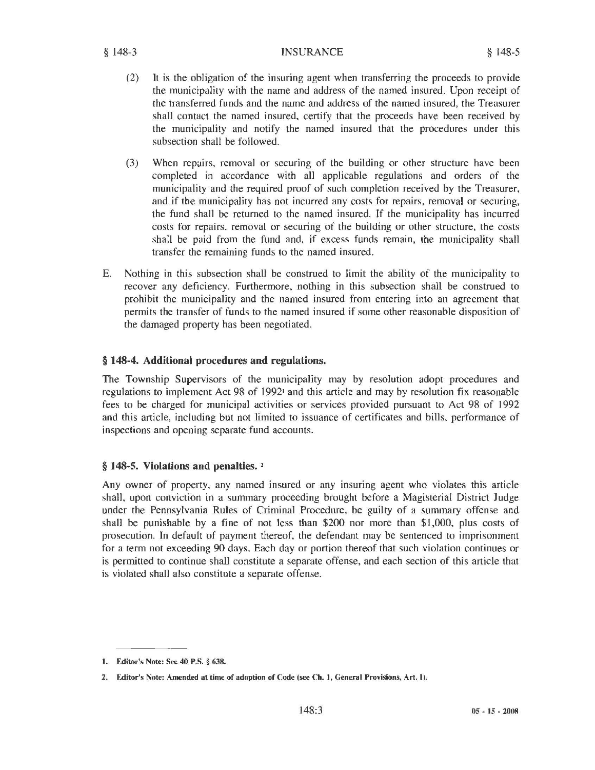(2) It is the obligation of the insuring agent when transferring the proceeds to provide the municipality with the name and address of the named insured. Upon receipt of the transferred funds and the name and address of the named insured, the Treasurer shall contact the named insured, certify that the proceeds have been received by the municipality and notify the named insured that the procedures under this subsection shall be followed.

(3) When repairs, removal or securing of the building or other structure have been completed in accordance with all applicable regulations and orders of the municipality and the required proof of such completion received by the Treasurer, and if the municipality has not incurred any costs for repairs, removal or securing, the fund shall be returned to the named insured. If the municipality has incurred costs for repairs, removal or securing of the building or other structure, the costs shall be paid from the fund and, if excess funds remain, the municipality shall transfer the remaining funds to the named insured.

E. Nothing in this subsection shall be construed to limit the ability of the municipality to recover any deficiency. Furthermore, nothing in this subsection shall be construed to prohibit the municipality and the named insured from entering into an agreement that permits the transfer of funds to the named insured if some other reasonable disposition of the damaged property has been negotiated.

### § 148-4. Additional procedures and regulations.

The Township Supervisors of the municipality may by resolution adopt procedures and regulations to implement Act 98 of 1992[1] and this article and may by resolution fix reasonable fees to be charged for municipal activities or services provided pursuant to Act 98 of 1992 and this article, including but not limited to issuance of certificates and bills, performance of inspections and opening separate fund accounts.

### § 148-5. Violations and penalties. [2]

Any owner of property, any named insured or any insuring agent who violates this article shall, upon conviction in a summary proceeding brought before a Magisterial District Judge under the Pennsylvania Rules of Criminal Procedure, be guilty of a summary offense and shall be punishable by a fine of not less than $200 nor more than $1,000, plus costs of prosecution. In default of payment thereof, the defendant may be sentenced to imprisonment for a term not exceeding 90 days. Each day or portion thereof that such violation continues or is permitted to continue shall constitute a separate offense, and each section of this article that is violated shall also constitute a separate offense.

---

1. **Editor's Note: See 40 P.S. § 638.**

2. **Editor's Note: Amended at time of adoption of Code (see Ch. 1, General Provisions, Art. I).**